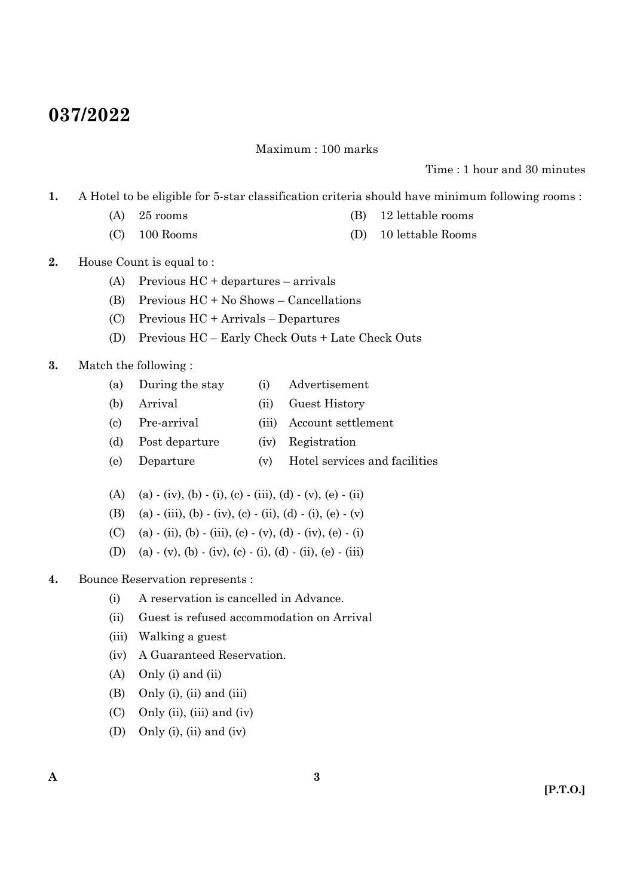# 037/2022

Maximum : 100 marks

Time : 1 hour and 30 minutes

1. A Hotel to be eligible for 5-star classification criteria should have minimum following rooms :
   - (A) 25 rooms
   - (B) 12 lettable rooms
   - (C) 100 Rooms
   - (D) 10 lettable Rooms

2. House Count is equal to :
   - (A) Previous HC + departures – arrivals
   - (B) Previous HC + No Shows – Cancellations
   - (C) Previous HC + Arrivals – Departures
   - (D) Previous HC – Early Check Outs + Late Check Outs

3. Match the following :

   | | | | |
   |---|---|---|---|
   | (a) | During the stay | (i) | Advertisement |
   | (b) | Arrival | (ii) | Guest History |
   | (c) | Pre-arrival | (iii) | Account settlement |
   | (d) | Post departure | (iv) | Registration |
   | (e) | Departure | (v) | Hotel services and facilities |

   - (A) (a) - (iv), (b) - (i), (c) - (iii), (d) - (v), (e) - (ii)
   - (B) (a) - (iii), (b) - (iv), (c) - (ii), (d) - (i), (e) - (v)
   - (C) (a) - (ii), (b) - (iii), (c) - (v), (d) - (iv), (e) - (i)
   - (D) (a) - (v), (b) - (iv), (c) - (i), (d) - (ii), (e) - (iii)

4. Bounce Reservation represents :
   - (i) A reservation is cancelled in Advance.
   - (ii) Guest is refused accommodation on Arrival
   - (iii) Walking a guest
   - (iv) A Guaranteed Reservation.
   - (A) Only (i) and (ii)
   - (B) Only (i), (ii) and (iii)
   - (C) Only (ii), (iii) and (iv)
   - (D) Only (i), (ii) and (iv)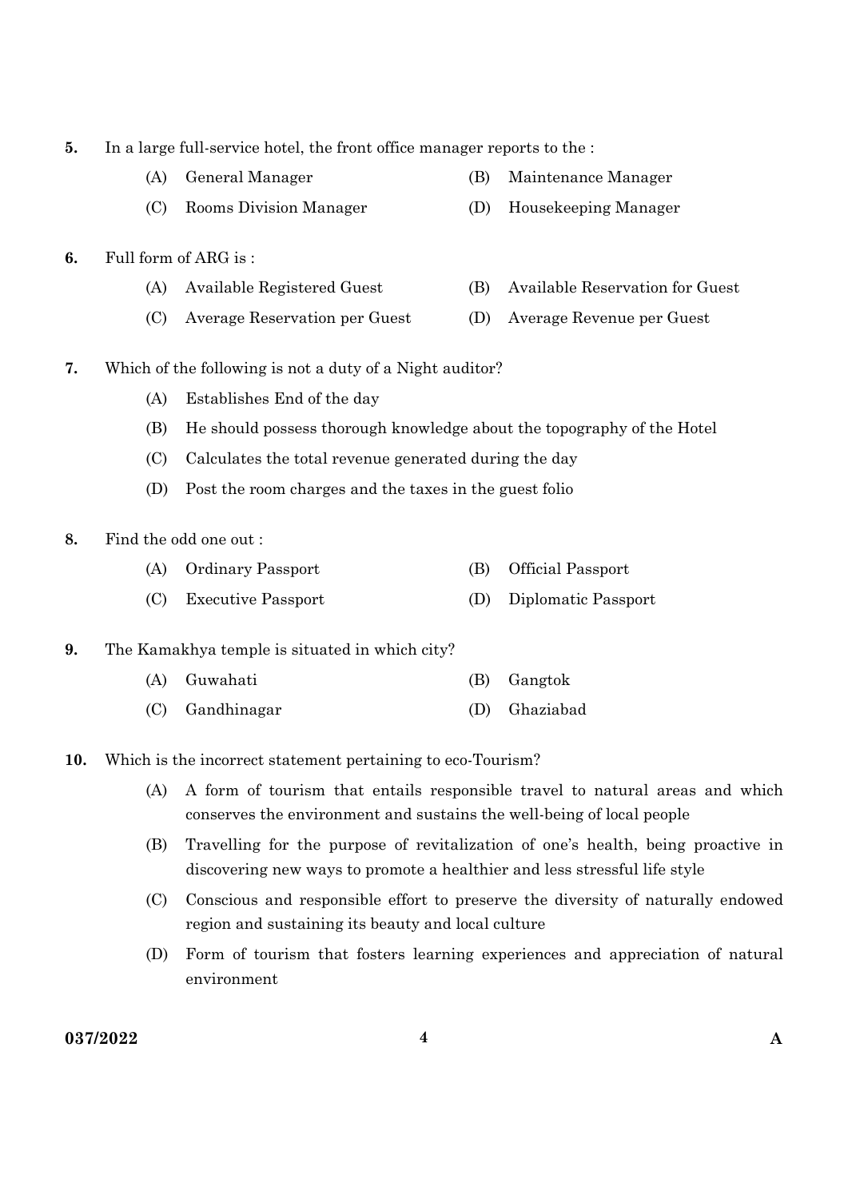5. In a large full-service hotel, the front office manager reports to the :

   (A) General Manager
   (B) Maintenance Manager
   (C) Rooms Division Manager
   (D) Housekeeping Manager

6. Full form of ARG is :

   (A) Available Registered Guest
   (B) Available Reservation for Guest
   (C) Average Reservation per Guest
   (D) Average Revenue per Guest

7. Which of the following is not a duty of a Night auditor?

   (A) Establishes End of the day
   (B) He should possess thorough knowledge about the topography of the Hotel
   (C) Calculates the total revenue generated during the day
   (D) Post the room charges and the taxes in the guest folio

8. Find the odd one out :

   (A) Ordinary Passport
   (B) Official Passport
   (C) Executive Passport
   (D) Diplomatic Passport

9. The Kamakhya temple is situated in which city?

   (A) Guwahati
   (B) Gangtok
   (C) Gandhinagar
   (D) Ghaziabad

10. Which is the incorrect statement pertaining to eco-Tourism?

    (A) A form of tourism that entails responsible travel to natural areas and which conserves the environment and sustains the well-being of local people
    (B) Travelling for the purpose of revitalization of one's health, being proactive in discovering new ways to promote a healthier and less stressful life style
    (C) Conscious and responsible effort to preserve the diversity of naturally endowed region and sustaining its beauty and local culture
    (D) Form of tourism that fosters learning experiences and appreciation of natural environment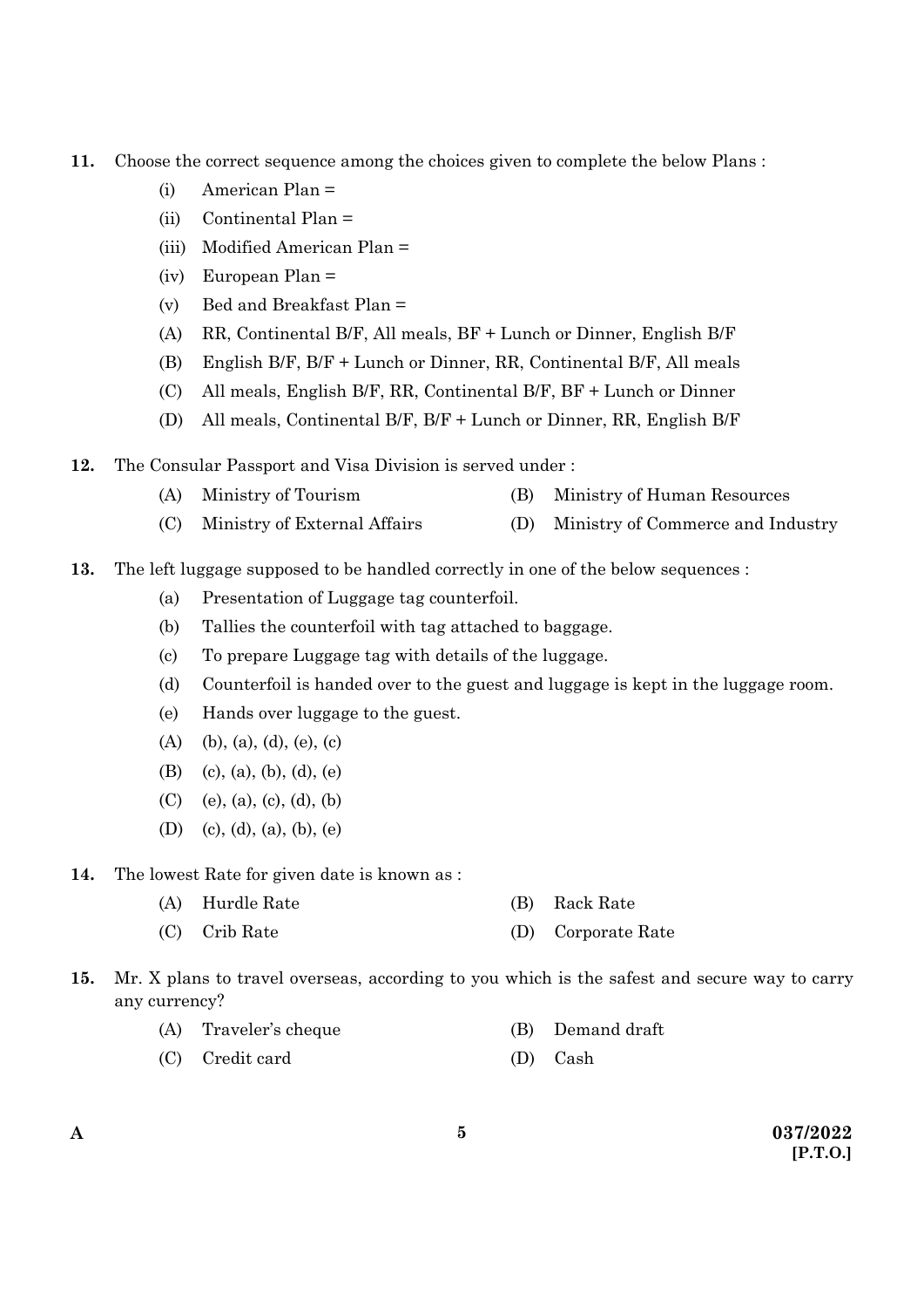11. Choose the correct sequence among the choices given to complete the below Plans :

    (i) American Plan =

    (ii) Continental Plan =

    (iii) Modified American Plan =

    (iv) European Plan =

    (v) Bed and Breakfast Plan =

    (A) RR, Continental B/F, All meals, BF + Lunch or Dinner, English B/F

    (B) English B/F, B/F + Lunch or Dinner, RR, Continental B/F, All meals

    (C) All meals, English B/F, RR, Continental B/F, BF + Lunch or Dinner

    (D) All meals, Continental B/F, B/F + Lunch or Dinner, RR, English B/F

12. The Consular Passport and Visa Division is served under :

    (A) Ministry of Tourism
    (B) Ministry of Human Resources
    (C) Ministry of External Affairs
    (D) Ministry of Commerce and Industry

13. The left luggage supposed to be handled correctly in one of the below sequences :

    (a) Presentation of Luggage tag counterfoil.

    (b) Tallies the counterfoil with tag attached to baggage.

    (c) To prepare Luggage tag with details of the luggage.

    (d) Counterfoil is handed over to the guest and luggage is kept in the luggage room.

    (e) Hands over luggage to the guest.

    (A) (b), (a), (d), (e), (c)

    (B) (c), (a), (b), (d), (e)

    (C) (e), (a), (c), (d), (b)

    (D) (c), (d), (a), (b), (e)

14. The lowest Rate for given date is known as :

    (A) Hurdle Rate
    (B) Rack Rate
    (C) Crib Rate
    (D) Corporate Rate

15. Mr. X plans to travel overseas, according to you which is the safest and secure way to carry any currency?

    (A) Traveler's cheque
    (B) Demand draft
    (C) Credit card
    (D) Cash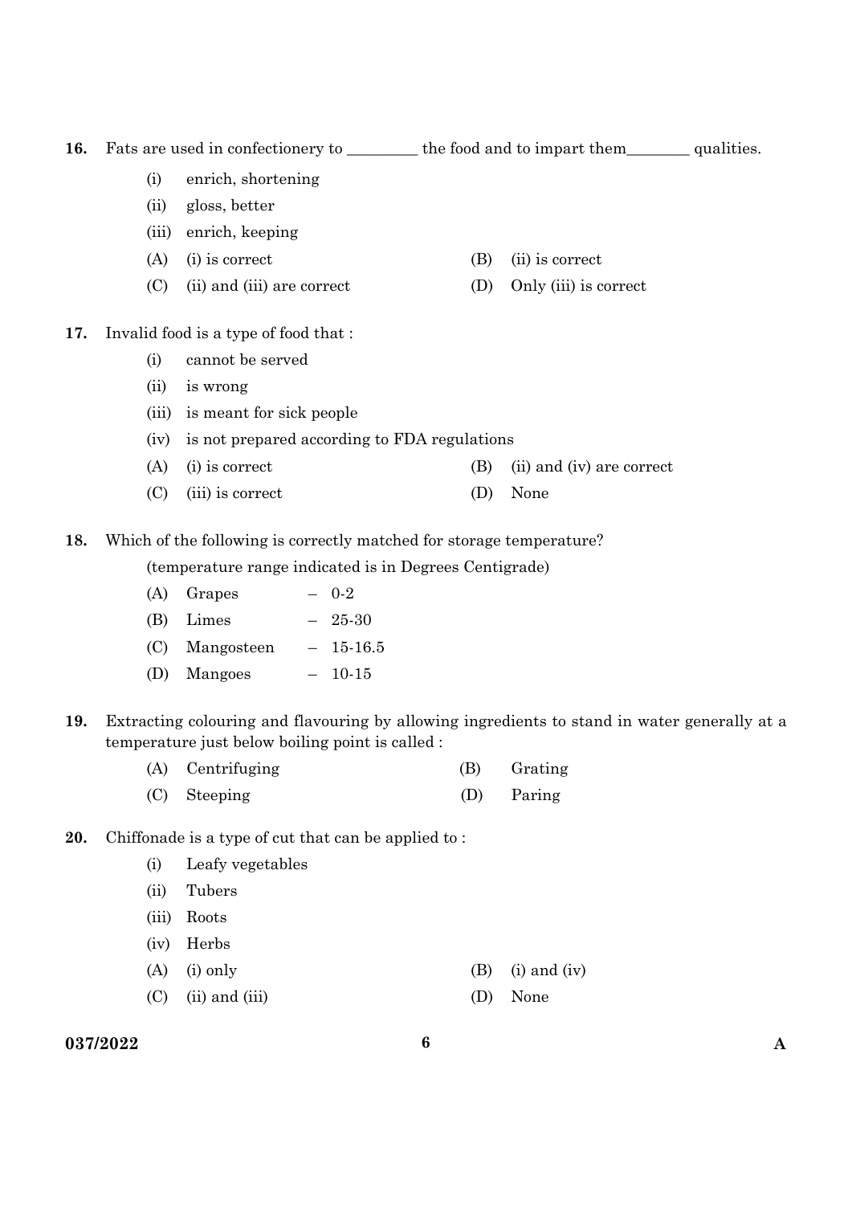16. Fats are used in confectionery to _________ the food and to impart them________ qualities.

    (i) enrich, shortening

    (ii) gloss, better

    (iii) enrich, keeping

    (A) (i) is correct

    (B) (ii) is correct

    (C) (ii) and (iii) are correct

    (D) Only (iii) is correct

17. Invalid food is a type of food that :

    (i) cannot be served

    (ii) is wrong

    (iii) is meant for sick people

    (iv) is not prepared according to FDA regulations

    (A) (i) is correct

    (B) (ii) and (iv) are correct

    (C) (iii) is correct

    (D) None

18. Which of the following is correctly matched for storage temperature?

    (temperature range indicated is in Degrees Centigrade)

    (A) Grapes – 0-2

    (B) Limes – 25-30

    (C) Mangosteen – 15-16.5

    (D) Mangoes – 10-15

19. Extracting colouring and flavouring by allowing ingredients to stand in water generally at a temperature just below boiling point is called :

    (A) Centrifuging

    (B) Grating

    (C) Steeping

    (D) Paring

20. Chiffonade is a type of cut that can be applied to :

    (i) Leafy vegetables

    (ii) Tubers

    (iii) Roots

    (iv) Herbs

    (A) (i) only

    (B) (i) and (iv)

    (C) (ii) and (iii)

    (D) None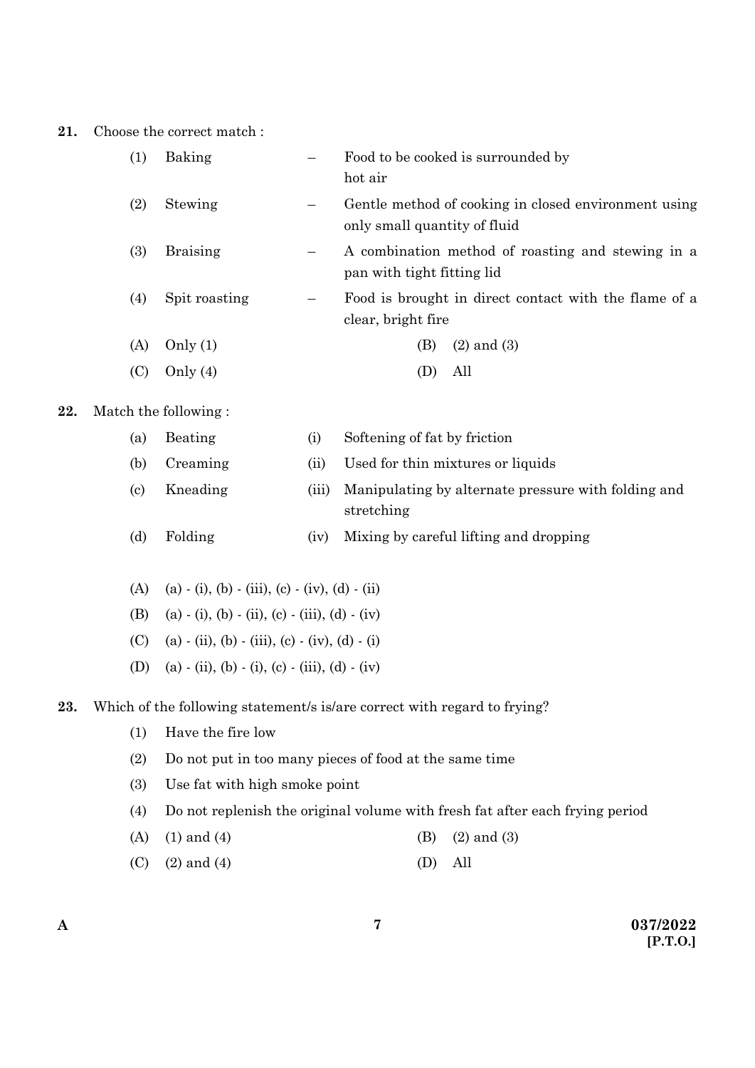21. Choose the correct match :

| | | | |
|---|---|---|---|
| (1) | Baking | – | Food to be cooked is surrounded by hot air |
| (2) | Stewing | – | Gentle method of cooking in closed environment using only small quantity of fluid |
| (3) | Braising | – | A combination method of roasting and stewing in a pan with tight fitting lid |
| (4) | Spit roasting | – | Food is brought in direct contact with the flame of a clear, bright fire |

(A) Only (1)   (B) (2) and (3)

(C) Only (4)   (D) All

22. Match the following :

| | | | |
|---|---|---|---|
| (a) | Beating | (i) | Softening of fat by friction |
| (b) | Creaming | (ii) | Used for thin mixtures or liquids |
| (c) | Kneading | (iii) | Manipulating by alternate pressure with folding and stretching |
| (d) | Folding | (iv) | Mixing by careful lifting and dropping |

(A) (a) - (i), (b) - (iii), (c) - (iv), (d) - (ii)

(B) (a) - (i), (b) - (ii), (c) - (iii), (d) - (iv)

(C) (a) - (ii), (b) - (iii), (c) - (iv), (d) - (i)

(D) (a) - (ii), (b) - (i), (c) - (iii), (d) - (iv)

23. Which of the following statement/s is/are correct with regard to frying?

(1) Have the fire low

(2) Do not put in too many pieces of food at the same time

(3) Use fat with high smoke point

(4) Do not replenish the original volume with fresh fat after each frying period

(A) (1) and (4)   (B) (2) and (3)

(C) (2) and (4)   (D) All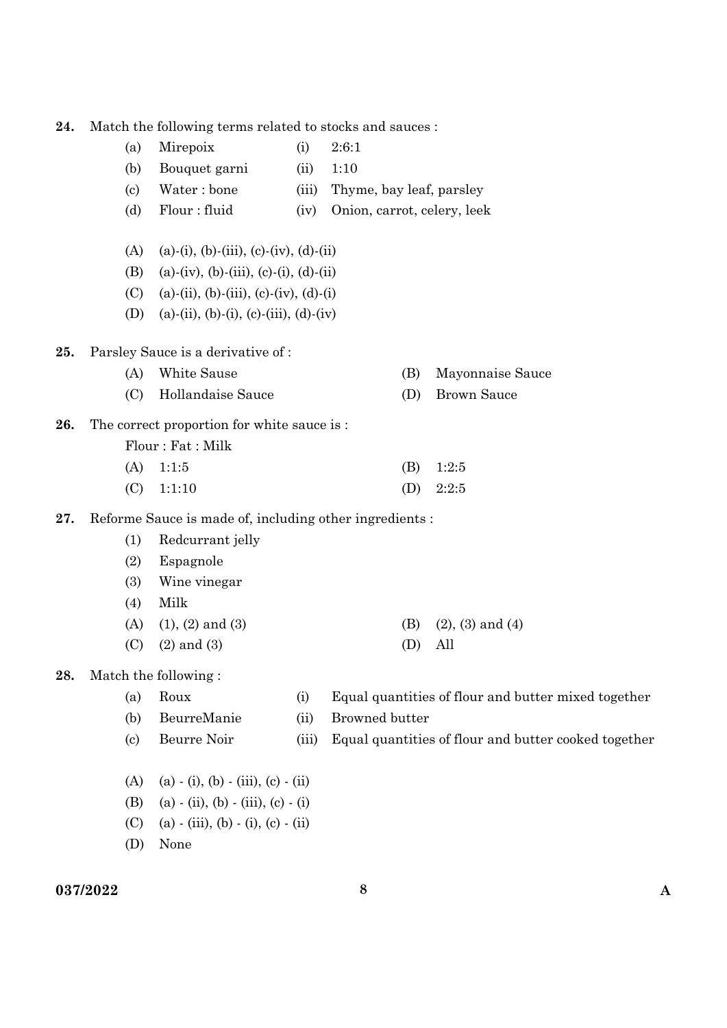24. Match the following terms related to stocks and sauces :

| | | | |
|---|---|---|---|
| (a) | Mirepoix | (i) | 2:6:1 |
| (b) | Bouquet garni | (ii) | 1:10 |
| (c) | Water : bone | (iii) | Thyme, bay leaf, parsley |
| (d) | Flour : fluid | (iv) | Onion, carrot, celery, leek |

(A) (a)-(i), (b)-(iii), (c)-(iv), (d)-(ii)
(B) (a)-(iv), (b)-(iii), (c)-(i), (d)-(ii)
(C) (a)-(ii), (b)-(iii), (c)-(iv), (d)-(i)
(D) (a)-(ii), (b)-(i), (c)-(iii), (d)-(iv)

25. Parsley Sauce is a derivative of :

(A) White Sause
(B) Mayonnaise Sauce
(C) Hollandaise Sauce
(D) Brown Sauce

26. The correct proportion for white sauce is :
Flour : Fat : Milk

(A) 1:1:5
(B) 1:2:5
(C) 1:1:10
(D) 2:2:5

27. Reforme Sauce is made of, including other ingredients :

(1) Redcurrant jelly
(2) Espagnole
(3) Wine vinegar
(4) Milk

(A) (1), (2) and (3)
(B) (2), (3) and (4)
(C) (2) and (3)
(D) All

28. Match the following :

| | | | |
|---|---|---|---|
| (a) | Roux | (i) | Equal quantities of flour and butter mixed together |
| (b) | BeurreManie | (ii) | Browned butter |
| (c) | Beurre Noir | (iii) | Equal quantities of flour and butter cooked together |

(A) (a) - (i), (b) - (iii), (c) - (ii)
(B) (a) - (ii), (b) - (iii), (c) - (i)
(C) (a) - (iii), (b) - (i), (c) - (ii)
(D) None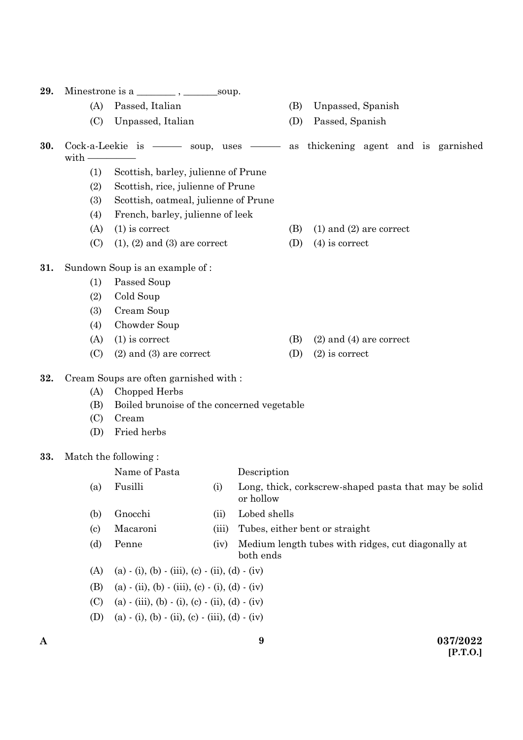29. Minestrone is a ________ , _______soup.

    (A) Passed, Italian
    (B) Unpassed, Spanish
    (C) Unpassed, Italian
    (D) Passed, Spanish

30. Cock-a-Leekie is ——— soup, uses ——— as thickening agent and is garnished with ————

    (1) Scottish, barley, julienne of Prune
    (2) Scottish, rice, julienne of Prune
    (3) Scottish, oatmeal, julienne of Prune
    (4) French, barley, julienne of leek

    (A) (1) is correct
    (B) (1) and (2) are correct
    (C) (1), (2) and (3) are correct
    (D) (4) is correct

31. Sundown Soup is an example of :

    (1) Passed Soup
    (2) Cold Soup
    (3) Cream Soup
    (4) Chowder Soup

    (A) (1) is correct
    (B) (2) and (4) are correct
    (C) (2) and (3) are correct
    (D) (2) is correct

32. Cream Soups are often garnished with :

    (A) Chopped Herbs
    (B) Boiled brunoise of the concerned vegetable
    (C) Cream
    (D) Fried herbs

33. Match the following :

|  | Name of Pasta |  | Description |
|---|---|---|---|
| (a) | Fusilli | (i) | Long, thick, corkscrew-shaped pasta that may be solid or hollow |
| (b) | Gnocchi | (ii) | Lobed shells |
| (c) | Macaroni | (iii) | Tubes, either bent or straight |
| (d) | Penne | (iv) | Medium length tubes with ridges, cut diagonally at both ends |

    (A) (a) - (i), (b) - (iii), (c) - (ii), (d) - (iv)
    (B) (a) - (ii), (b) - (iii), (c) - (i), (d) - (iv)
    (C) (a) - (iii), (b) - (i), (c) - (ii), (d) - (iv)
    (D) (a) - (i), (b) - (ii), (c) - (iii), (d) - (iv)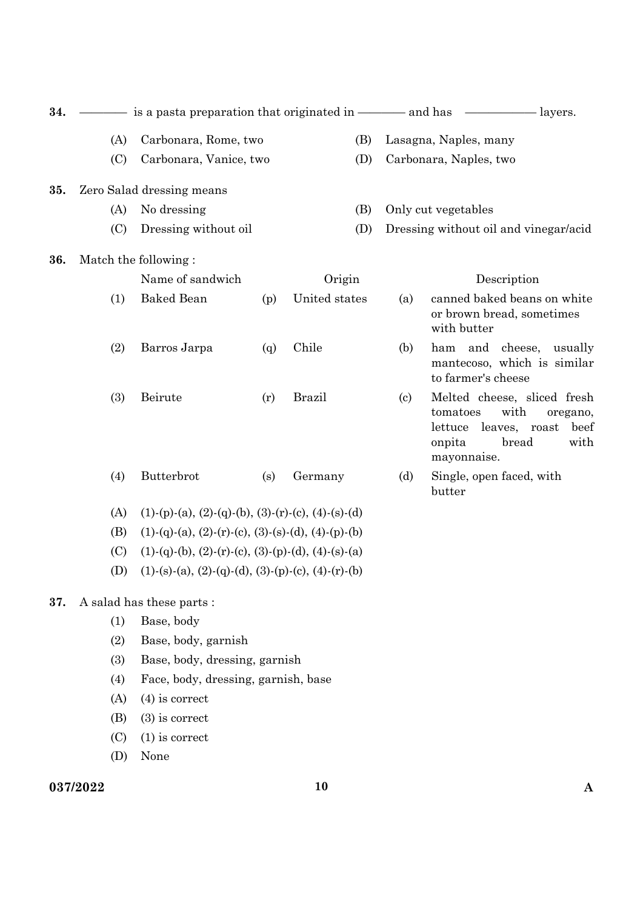34. ———— is a pasta preparation that originated in ———— and has ———— layers.

(A) Carbonara, Rome, two
(B) Lasagna, Naples, many
(C) Carbonara, Vanice, two
(D) Carbonara, Naples, two

35. Zero Salad dressing means

(A) No dressing
(B) Only cut vegetables
(C) Dressing without oil
(D) Dressing without oil and vinegar/acid

36. Match the following :

| | Name of sandwich | | Origin | | Description |
|---|---|---|---|---|---|
| (1) | Baked Bean | (p) | United states | (a) | canned baked beans on white or brown bread, sometimes with butter |
| (2) | Barros Jarpa | (q) | Chile | (b) | ham and cheese, usually mantecoso, which is similar to farmer's cheese |
| (3) | Beirute | (r) | Brazil | (c) | Melted cheese, sliced fresh tomatoes with oregano, lettuce leaves, roast beef onpita bread with mayonnaise. |
| (4) | Butterbrot | (s) | Germany | (d) | Single, open faced, with butter |

(A) (1)-(p)-(a), (2)-(q)-(b), (3)-(r)-(c), (4)-(s)-(d)
(B) (1)-(q)-(a), (2)-(r)-(c), (3)-(s)-(d), (4)-(p)-(b)
(C) (1)-(q)-(b), (2)-(r)-(c), (3)-(p)-(d), (4)-(s)-(a)
(D) (1)-(s)-(a), (2)-(q)-(d), (3)-(p)-(c), (4)-(r)-(b)

37. A salad has these parts :

(1) Base, body
(2) Base, body, garnish
(3) Base, body, dressing, garnish
(4) Face, body, dressing, garnish, base

(A) (4) is correct
(B) (3) is correct
(C) (1) is correct
(D) None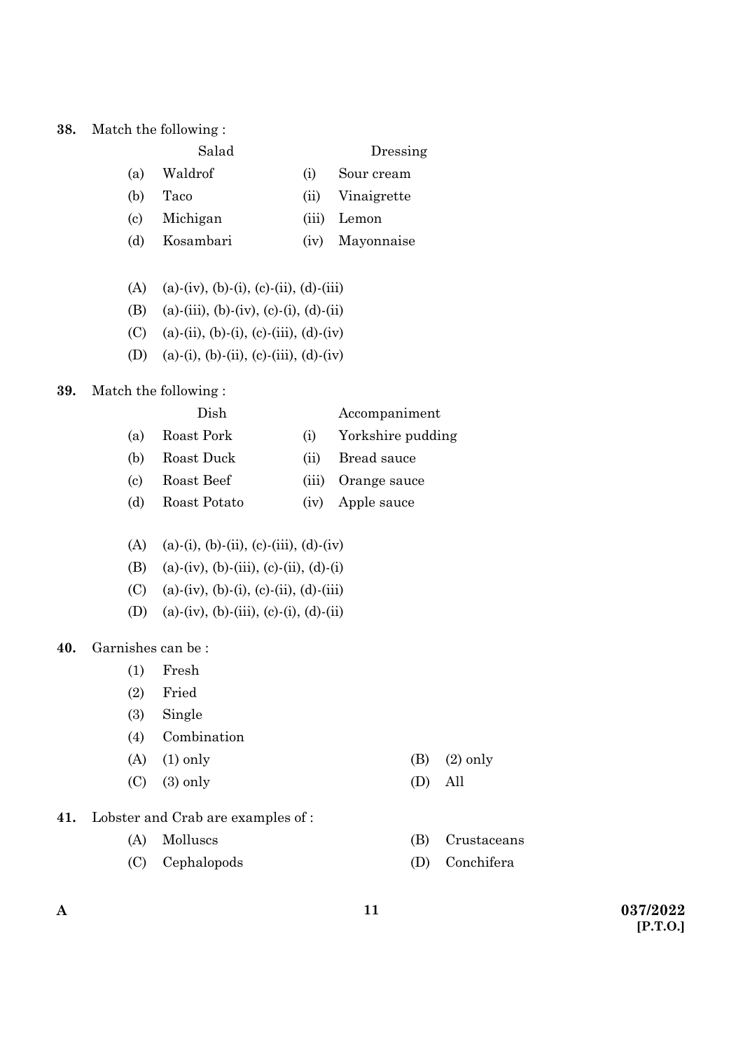38. Match the following :

| | Salad | | Dressing |
|---|---|---|---|
| (a) | Waldrof | (i) | Sour cream |
| (b) | Taco | (ii) | Vinaigrette |
| (c) | Michigan | (iii) | Lemon |
| (d) | Kosambari | (iv) | Mayonnaise |

(A) (a)-(iv), (b)-(i), (c)-(ii), (d)-(iii)

(B) (a)-(iii), (b)-(iv), (c)-(i), (d)-(ii)

(C) (a)-(ii), (b)-(i), (c)-(iii), (d)-(iv)

(D) (a)-(i), (b)-(ii), (c)-(iii), (d)-(iv)

39. Match the following :

| | Dish | | Accompaniment |
|---|---|---|---|
| (a) | Roast Pork | (i) | Yorkshire pudding |
| (b) | Roast Duck | (ii) | Bread sauce |
| (c) | Roast Beef | (iii) | Orange sauce |
| (d) | Roast Potato | (iv) | Apple sauce |

(A) (a)-(i), (b)-(ii), (c)-(iii), (d)-(iv)

(B) (a)-(iv), (b)-(iii), (c)-(ii), (d)-(i)

(C) (a)-(iv), (b)-(i), (c)-(ii), (d)-(iii)

(D) (a)-(iv), (b)-(iii), (c)-(i), (d)-(ii)

40. Garnishes can be :

(1) Fresh

(2) Fried

(3) Single

(4) Combination

(A) (1) only  (B) (2) only

(C) (3) only  (D) All

41. Lobster and Crab are examples of :

(A) Molluscs  (B) Crustaceans

(C) Cephalopods  (D) Conchifera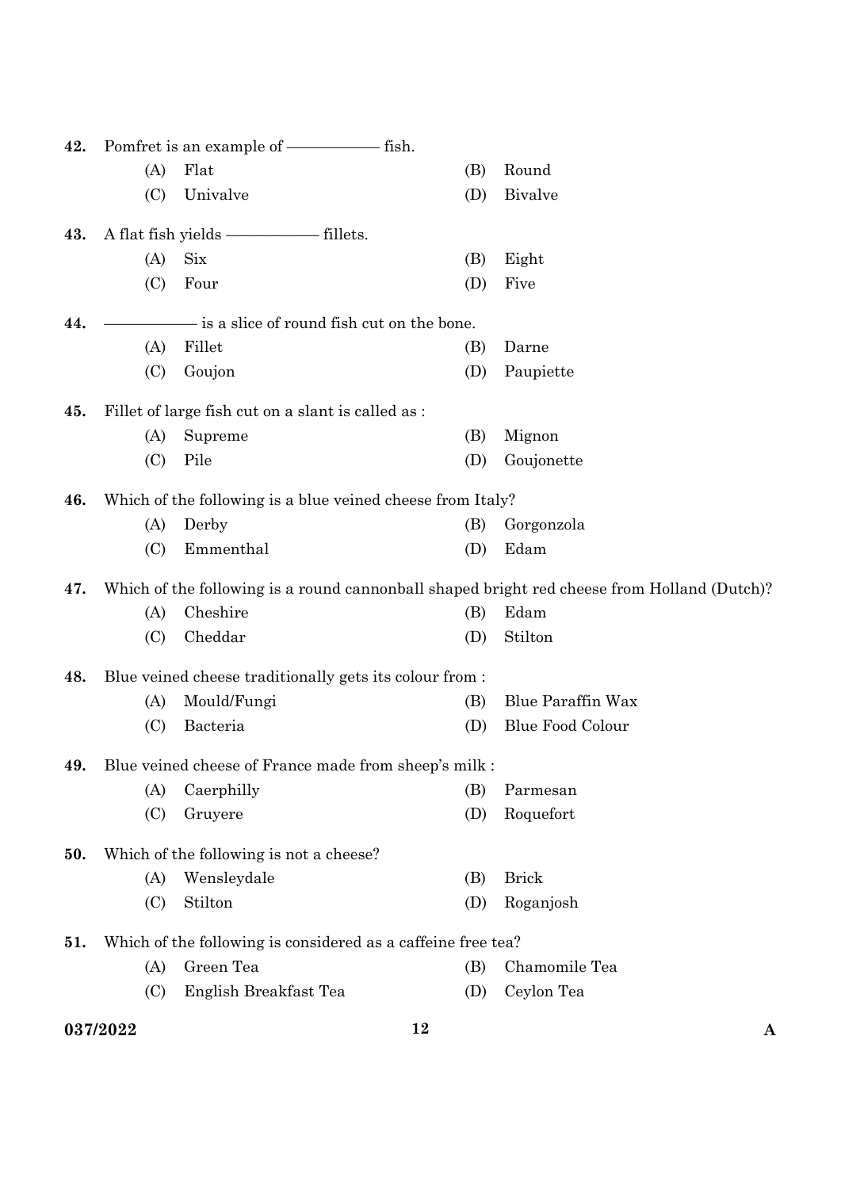42. Pomfret is an example of ———— fish.

(A) Flat (B) Round

(C) Univalve (D) Bivalve

43. A flat fish yields ———— fillets.

(A) Six (B) Eight

(C) Four (D) Five

44. ———— is a slice of round fish cut on the bone.

(A) Fillet (B) Darne

(C) Goujon (D) Paupiette

45. Fillet of large fish cut on a slant is called as :

(A) Supreme (B) Mignon

(C) Pile (D) Goujonette

46. Which of the following is a blue veined cheese from Italy?

(A) Derby (B) Gorgonzola

(C) Emmenthal (D) Edam

47. Which of the following is a round cannonball shaped bright red cheese from Holland (Dutch)?

(A) Cheshire (B) Edam

(C) Cheddar (D) Stilton

48. Blue veined cheese traditionally gets its colour from :

(A) Mould/Fungi (B) Blue Paraffin Wax

(C) Bacteria (D) Blue Food Colour

49. Blue veined cheese of France made from sheep's milk :

(A) Caerphilly (B) Parmesan

(C) Gruyere (D) Roquefort

50. Which of the following is not a cheese?

(A) Wensleydale (B) Brick

(C) Stilton (D) Roganjosh

51. Which of the following is considered as a caffeine free tea?

(A) Green Tea (B) Chamomile Tea

(C) English Breakfast Tea (D) Ceylon Tea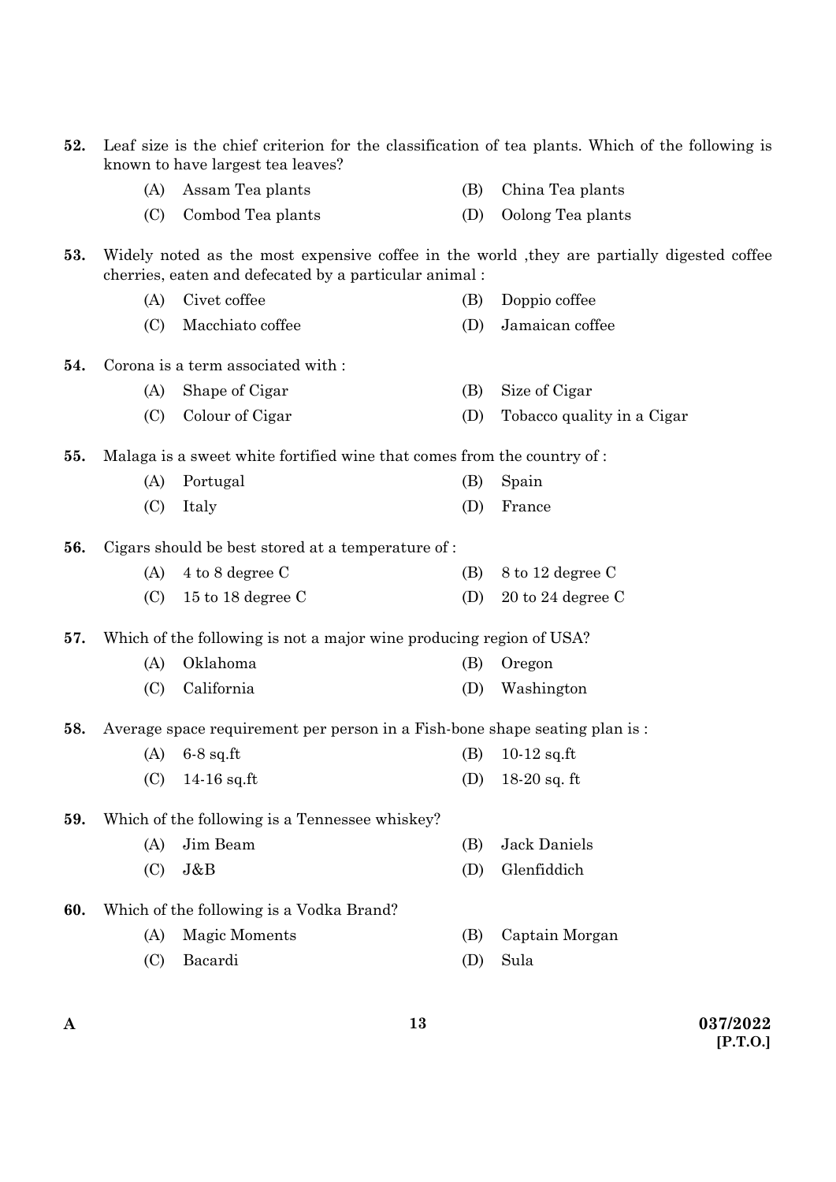52. Leaf size is the chief criterion for the classification of tea plants. Which of the following is known to have largest tea leaves?

(A) Assam Tea plants
(B) China Tea plants
(C) Combod Tea plants
(D) Oolong Tea plants

53. Widely noted as the most expensive coffee in the world ,they are partially digested coffee cherries, eaten and defecated by a particular animal :

(A) Civet coffee
(B) Doppio coffee
(C) Macchiato coffee
(D) Jamaican coffee

54. Corona is a term associated with :

(A) Shape of Cigar
(B) Size of Cigar
(C) Colour of Cigar
(D) Tobacco quality in a Cigar

55. Malaga is a sweet white fortified wine that comes from the country of :

(A) Portugal
(B) Spain
(C) Italy
(D) France

56. Cigars should be best stored at a temperature of :

(A) 4 to 8 degree C
(B) 8 to 12 degree C
(C) 15 to 18 degree C
(D) 20 to 24 degree C

57. Which of the following is not a major wine producing region of USA?

(A) Oklahoma
(B) Oregon
(C) California
(D) Washington

58. Average space requirement per person in a Fish-bone shape seating plan is :

(A) 6-8 sq.ft
(B) 10-12 sq.ft
(C) 14-16 sq.ft
(D) 18-20 sq. ft

59. Which of the following is a Tennessee whiskey?

(A) Jim Beam
(B) Jack Daniels
(C) J&B
(D) Glenfiddich

60. Which of the following is a Vodka Brand?

(A) Magic Moments
(B) Captain Morgan
(C) Bacardi
(D) Sula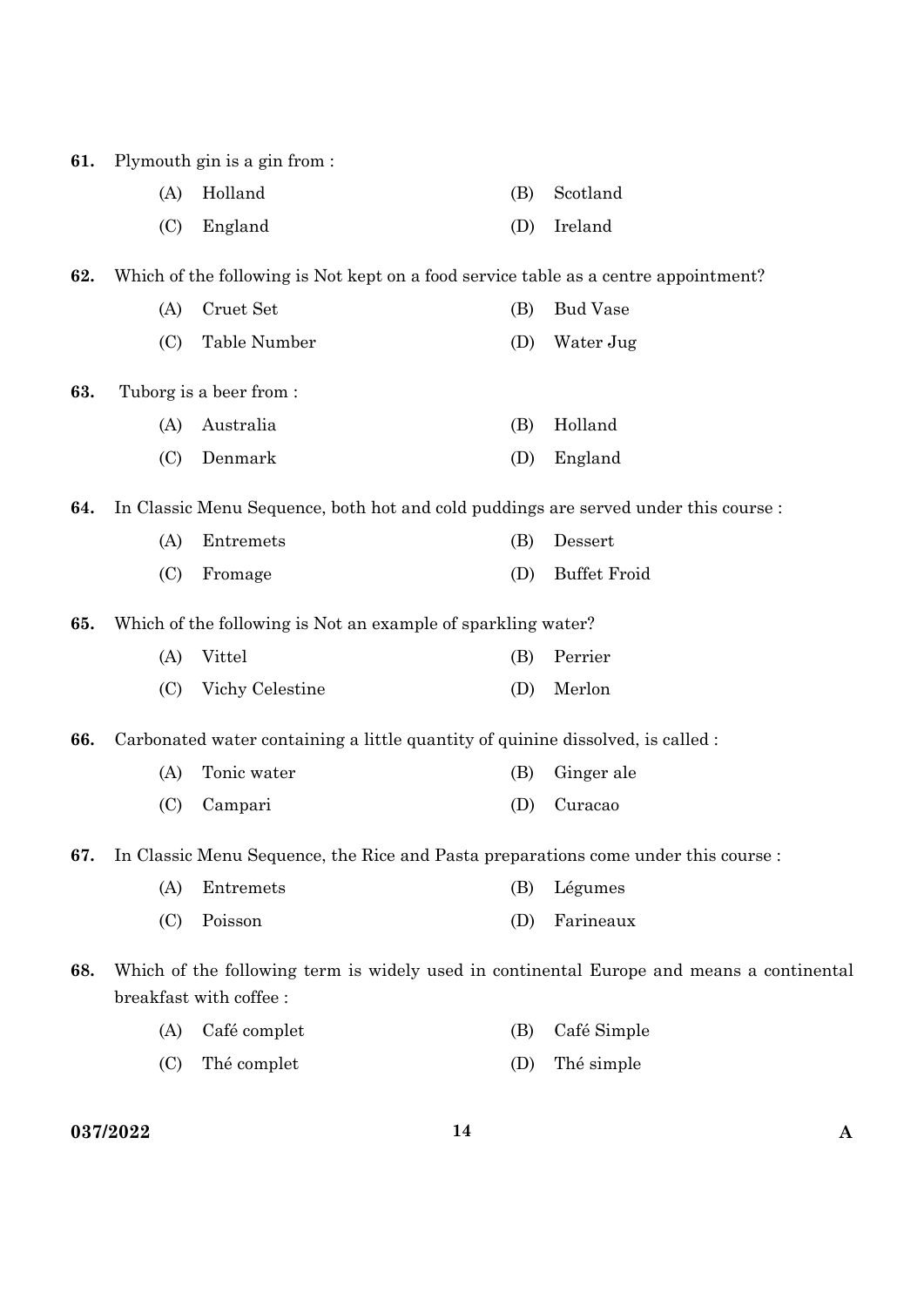61. Plymouth gin is a gin from :

(A) Holland
(B) Scotland
(C) England
(D) Ireland

62. Which of the following is Not kept on a food service table as a centre appointment?

(A) Cruet Set
(B) Bud Vase
(C) Table Number
(D) Water Jug

63. Tuborg is a beer from :

(A) Australia
(B) Holland
(C) Denmark
(D) England

64. In Classic Menu Sequence, both hot and cold puddings are served under this course :

(A) Entremets
(B) Dessert
(C) Fromage
(D) Buffet Froid

65. Which of the following is Not an example of sparkling water?

(A) Vittel
(B) Perrier
(C) Vichy Celestine
(D) Merlon

66. Carbonated water containing a little quantity of quinine dissolved, is called :

(A) Tonic water
(B) Ginger ale
(C) Campari
(D) Curacao

67. In Classic Menu Sequence, the Rice and Pasta preparations come under this course :

(A) Entremets
(B) Légumes
(C) Poisson
(D) Farineaux

68. Which of the following term is widely used in continental Europe and means a continental breakfast with coffee :

(A) Café complet
(B) Café Simple
(C) Thé complet
(D) Thé simple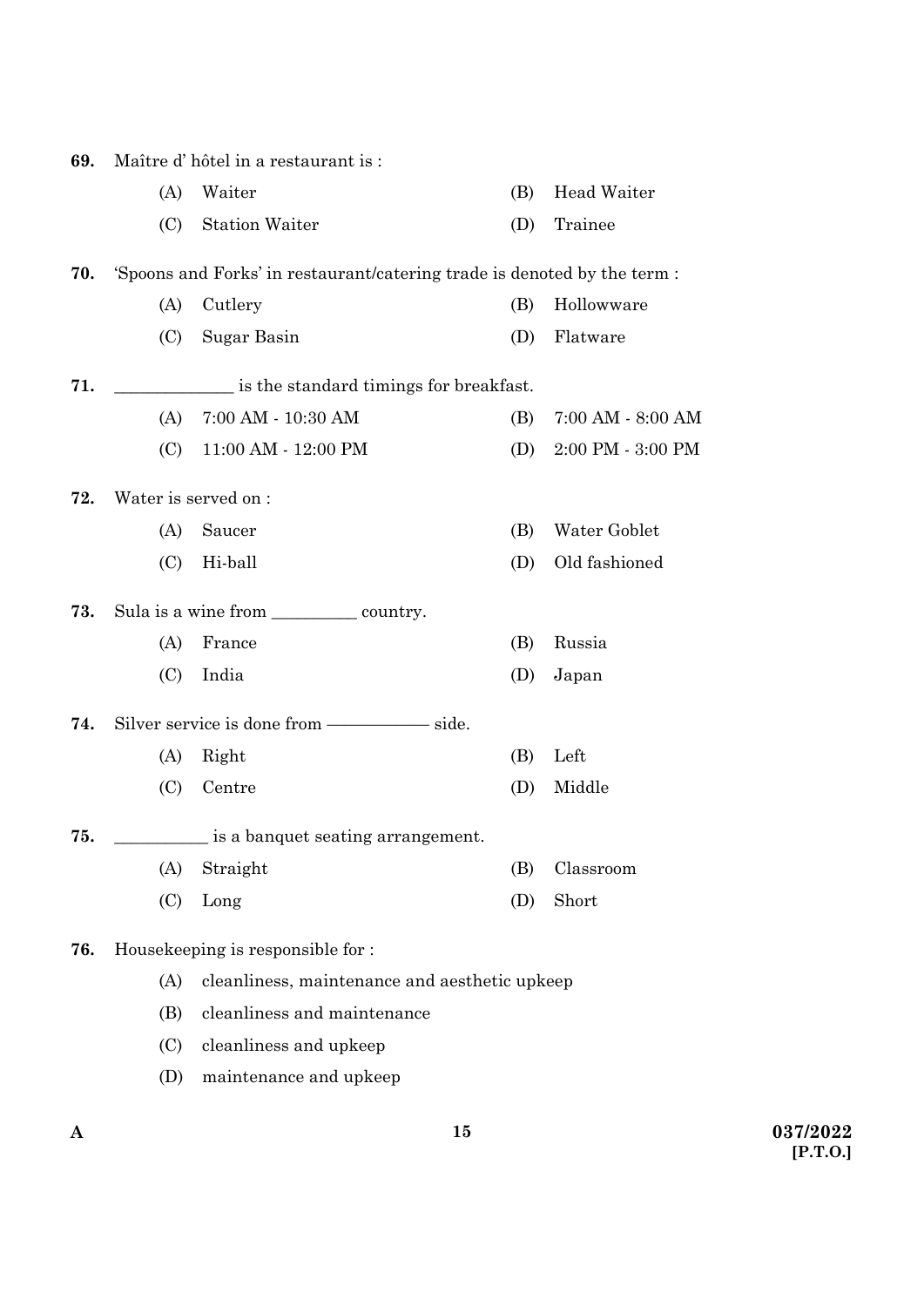69. Maître d' hôtel in a restaurant is :

(A) Waiter (B) Head Waiter

(C) Station Waiter (D) Trainee

70. 'Spoons and Forks' in restaurant/catering trade is denoted by the term :

(A) Cutlery (B) Hollowware

(C) Sugar Basin (D) Flatware

71. ______________ is the standard timings for breakfast.

(A) 7:00 AM - 10:30 AM (B) 7:00 AM - 8:00 AM

(C) 11:00 AM - 12:00 PM (D) 2:00 PM - 3:00 PM

72. Water is served on :

(A) Saucer (B) Water Goblet

(C) Hi-ball (D) Old fashioned

73. Sula is a wine from __________ country.

(A) France (B) Russia

(C) India (D) Japan

74. Silver service is done from ———— side.

(A) Right (B) Left

(C) Centre (D) Middle

75. ___________ is a banquet seating arrangement.

(A) Straight (B) Classroom

(C) Long (D) Short

76. Housekeeping is responsible for :

(A) cleanliness, maintenance and aesthetic upkeep

(B) cleanliness and maintenance

(C) cleanliness and upkeep

(D) maintenance and upkeep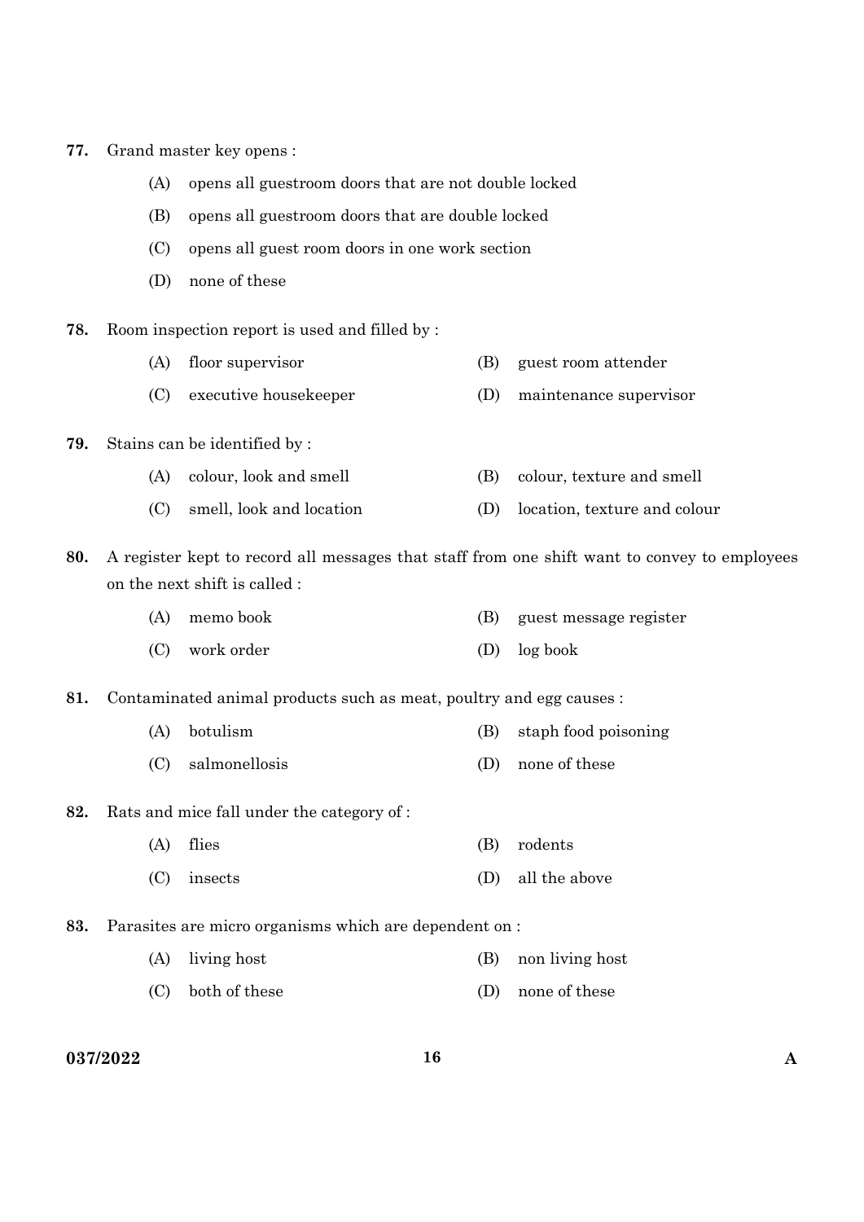77. Grand master key opens :

    (A) opens all guestroom doors that are not double locked

    (B) opens all guestroom doors that are double locked

    (C) opens all guest room doors in one work section

    (D) none of these

78. Room inspection report is used and filled by :

    (A) floor supervisor
    (B) guest room attender
    (C) executive housekeeper
    (D) maintenance supervisor

79. Stains can be identified by :

    (A) colour, look and smell
    (B) colour, texture and smell
    (C) smell, look and location
    (D) location, texture and colour

80. A register kept to record all messages that staff from one shift want to convey to employees on the next shift is called :

    (A) memo book
    (B) guest message register
    (C) work order
    (D) log book

81. Contaminated animal products such as meat, poultry and egg causes :

    (A) botulism
    (B) staph food poisoning
    (C) salmonellosis
    (D) none of these

82. Rats and mice fall under the category of :

    (A) flies
    (B) rodents
    (C) insects
    (D) all the above

83. Parasites are micro organisms which are dependent on :

    (A) living host
    (B) non living host
    (C) both of these
    (D) none of these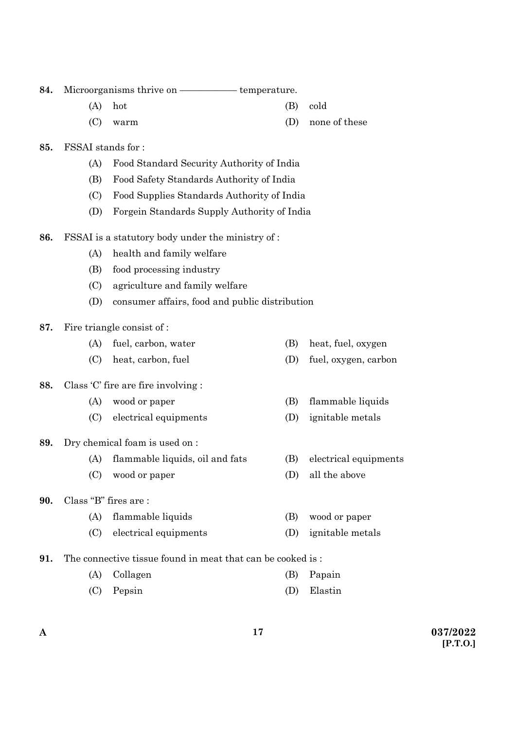84. Microorganisms thrive on ————— temperature.

(A) hot
(B) cold
(C) warm
(D) none of these

85. FSSAI stands for :

(A) Food Standard Security Authority of India
(B) Food Safety Standards Authority of India
(C) Food Supplies Standards Authority of India
(D) Forgein Standards Supply Authority of India

86. FSSAI is a statutory body under the ministry of :

(A) health and family welfare
(B) food processing industry
(C) agriculture and family welfare
(D) consumer affairs, food and public distribution

87. Fire triangle consist of :

(A) fuel, carbon, water
(B) heat, fuel, oxygen
(C) heat, carbon, fuel
(D) fuel, oxygen, carbon

88. Class 'C' fire are fire involving :

(A) wood or paper
(B) flammable liquids
(C) electrical equipments
(D) ignitable metals

89. Dry chemical foam is used on :

(A) flammable liquids, oil and fats
(B) electrical equipments
(C) wood or paper
(D) all the above

90. Class "B" fires are :

(A) flammable liquids
(B) wood or paper
(C) electrical equipments
(D) ignitable metals

91. The connective tissue found in meat that can be cooked is :

(A) Collagen
(B) Papain
(C) Pepsin
(D) Elastin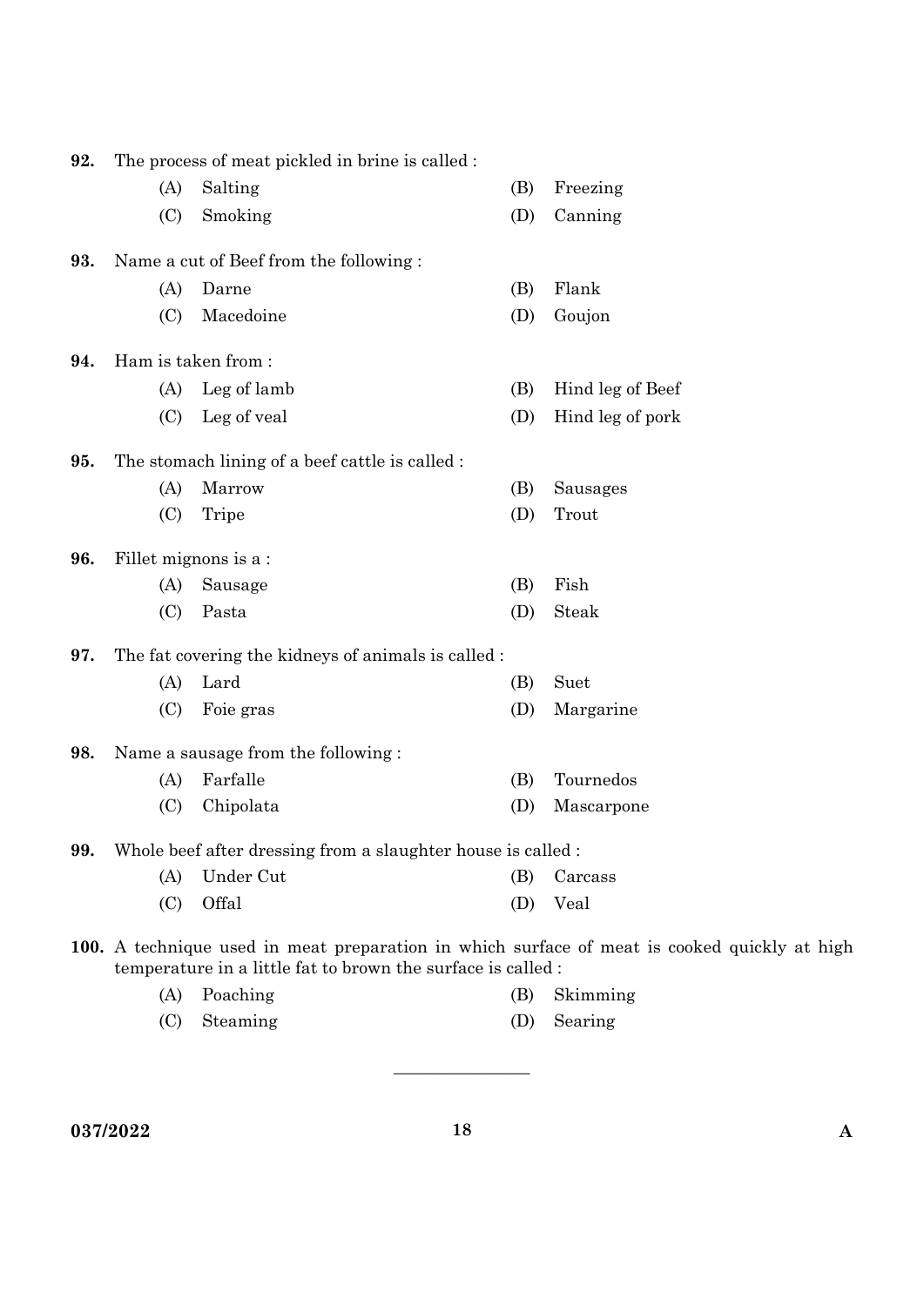**92.** The process of meat pickled in brine is called :

(A) Salting (B) Freezing

(C) Smoking (D) Canning

**93.** Name a cut of Beef from the following :

(A) Darne (B) Flank

(C) Macedoine (D) Goujon

**94.** Ham is taken from :

(A) Leg of lamb (B) Hind leg of Beef

(C) Leg of veal (D) Hind leg of pork

**95.** The stomach lining of a beef cattle is called :

(A) Marrow (B) Sausages

(C) Tripe (D) Trout

**96.** Fillet mignons is a :

(A) Sausage (B) Fish

(C) Pasta (D) Steak

**97.** The fat covering the kidneys of animals is called :

(A) Lard (B) Suet

(C) Foie gras (D) Margarine

**98.** Name a sausage from the following :

(A) Farfalle (B) Tournedos

(C) Chipolata (D) Mascarpone

**99.** Whole beef after dressing from a slaughter house is called :

(A) Under Cut (B) Carcass

(C) Offal (D) Veal

**100.** A technique used in meat preparation in which surface of meat is cooked quickly at high temperature in a little fat to brown the surface is called :

(A) Poaching (B) Skimming

(C) Steaming (D) Searing

---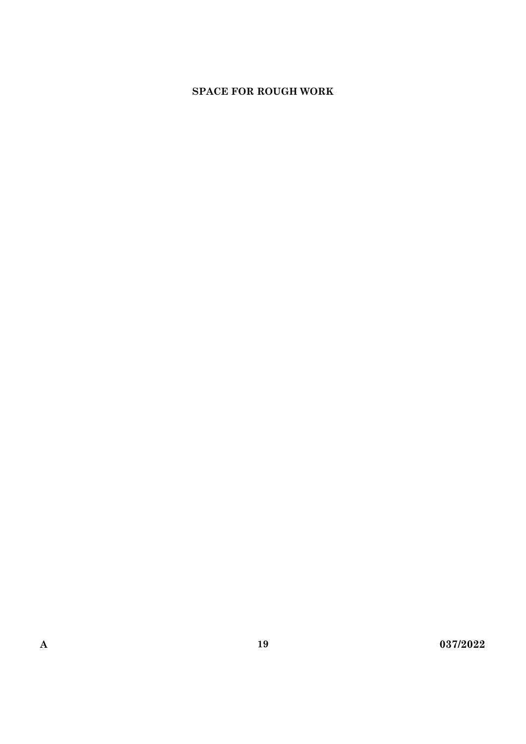**SPACE FOR ROUGH WORK**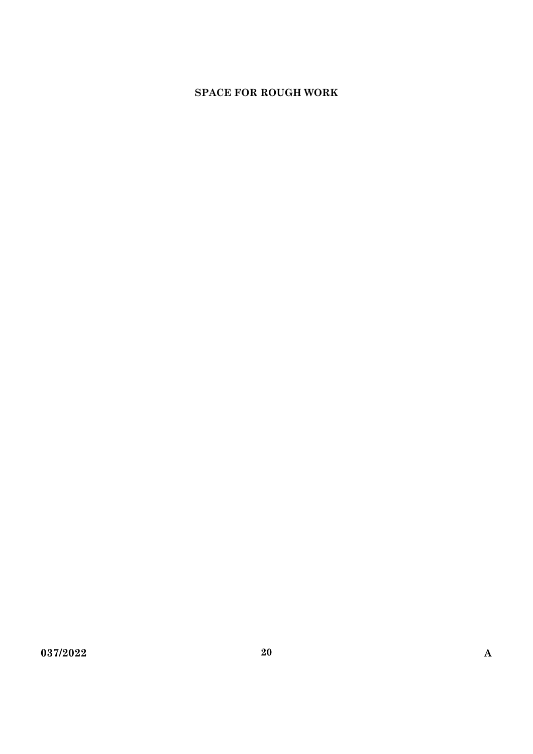**SPACE FOR ROUGH WORK**